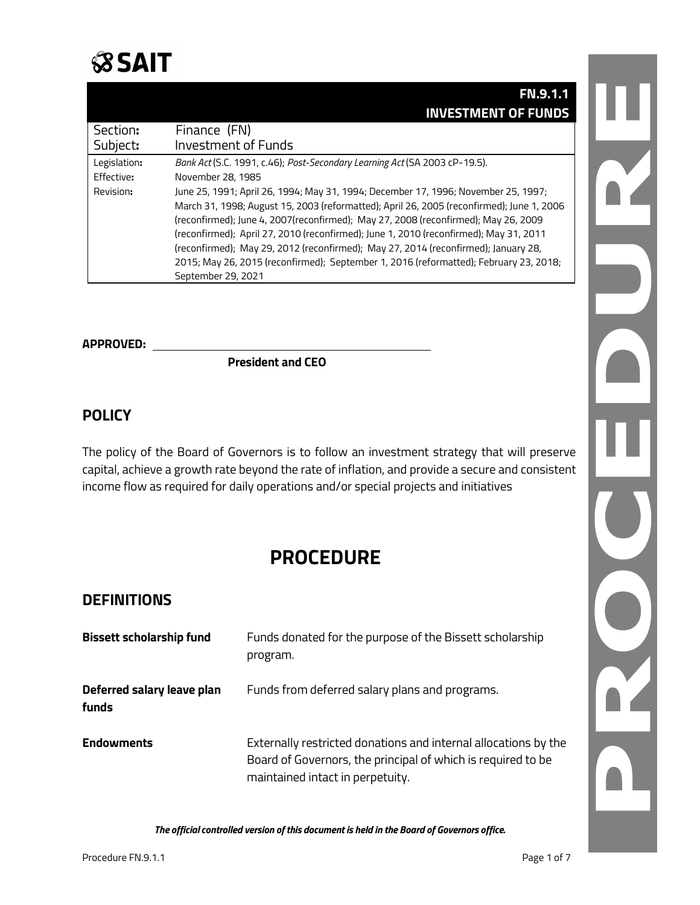SAIT

# FN.9.1.1 INVESTMENT OF FUNDS

| | |
|---|---|
| Section: | Finance (FN) |
| Subject: | Investment of Funds |
| Legislation: | *Bank Act* (S.C. 1991, c.46); *Post-Secondary Learning Act* (SA 2003 cP-19.5). |
| Effective: | November 28, 1985 |
| Revision: | June 25, 1991; April 26, 1994; May 31, 1994; December 17, 1996; November 25, 1997; March 31, 1998; August 15, 2003 (reformatted); April 26, 2005 (reconfirmed); June 1, 2006 (reconfirmed); June 4, 2007(reconfirmed); May 27, 2008 (reconfirmed); May 26, 2009 (reconfirmed); April 27, 2010 (reconfirmed); June 1, 2010 (reconfirmed); May 31, 2011 (reconfirmed); May 29, 2012 (reconfirmed); May 27, 2014 (reconfirmed); January 28, 2015; May 26, 2015 (reconfirmed); September 1, 2016 (reformatted); February 23, 2018; September 29, 2021 |

**APPROVED:** \_\_\_\_\_\_\_\_\_\_\_\_\_\_\_\_\_\_\_\_\_\_\_\_\_\_\_\_\_\_\_\_\_\_\_\_\_\_\_\_

**President and CEO**

## POLICY

The policy of the Board of Governors is to follow an investment strategy that will preserve capital, achieve a growth rate beyond the rate of inflation, and provide a secure and consistent income flow as required for daily operations and/or special projects and initiatives

# PROCEDURE

## DEFINITIONS

| | |
|---|---|
| **Bissett scholarship fund** | Funds donated for the purpose of the Bissett scholarship program. |
| **Deferred salary leave plan funds** | Funds from deferred salary plans and programs. |
| **Endowments** | Externally restricted donations and internal allocations by the Board of Governors, the principal of which is required to be maintained intact in perpetuity. |

***The official controlled version of this document is held in the Board of Governors office.***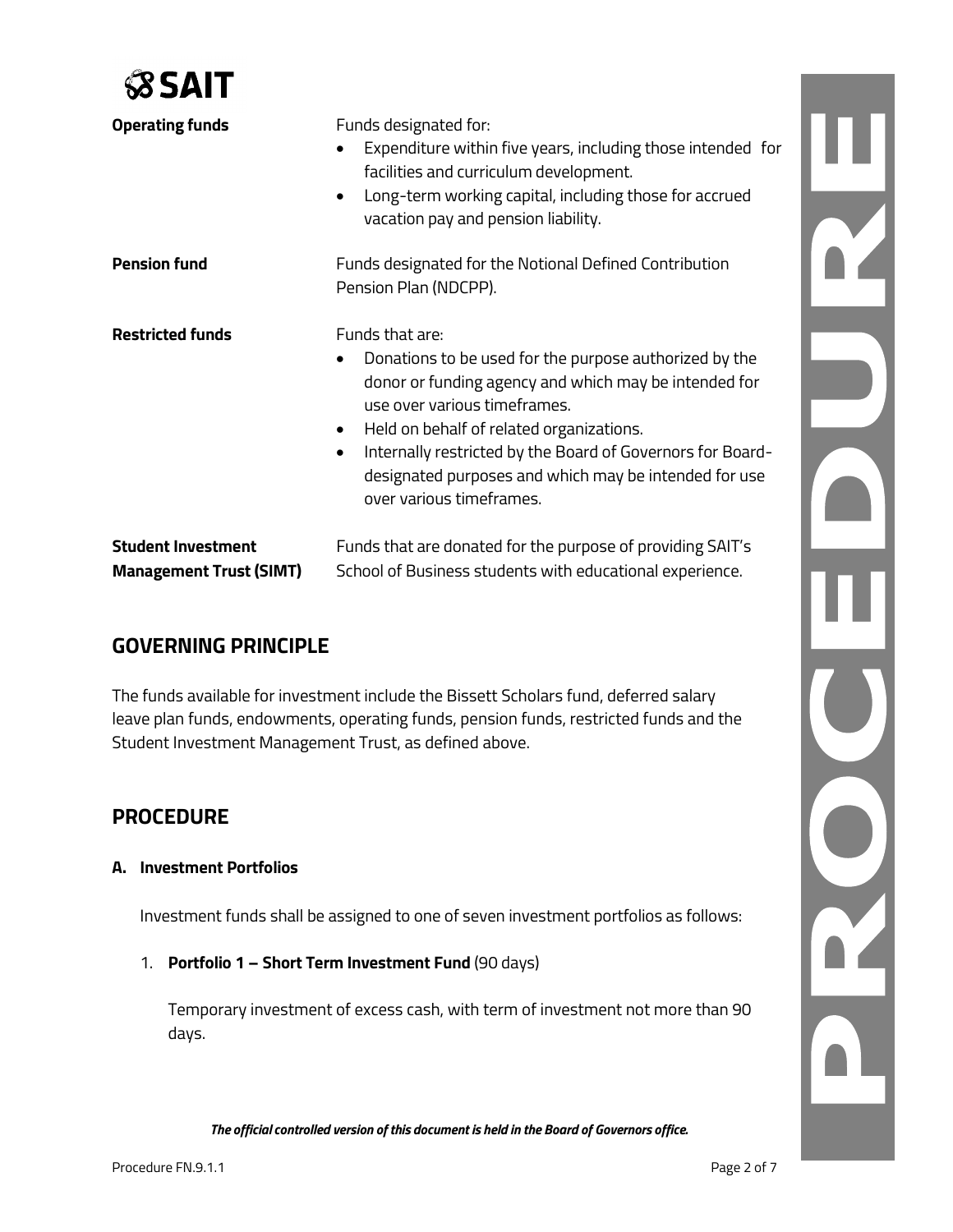**Operating funds**

Funds designated for:

- Expenditure within five years, including those intended for facilities and curriculum development.
- Long-term working capital, including those for accrued vacation pay and pension liability.

**Pension fund**

Funds designated for the Notional Defined Contribution Pension Plan (NDCPP).

**Restricted funds**

Funds that are:

- Donations to be used for the purpose authorized by the donor or funding agency and which may be intended for use over various timeframes.
- Held on behalf of related organizations.
- Internally restricted by the Board of Governors for Board-designated purposes and which may be intended for use over various timeframes.

**Student Investment Management Trust (SIMT)**

Funds that are donated for the purpose of providing SAIT's School of Business students with educational experience.

## GOVERNING PRINCIPLE

The funds available for investment include the Bissett Scholars fund, deferred salary leave plan funds, endowments, operating funds, pension funds, restricted funds and the Student Investment Management Trust, as defined above.

## PROCEDURE

### A. Investment Portfolios

Investment funds shall be assigned to one of seven investment portfolios as follows:

1. **Portfolio 1 – Short Term Investment Fund** (90 days)

   Temporary investment of excess cash, with term of investment not more than 90 days.

*The official controlled version of this document is held in the Board of Governors office.*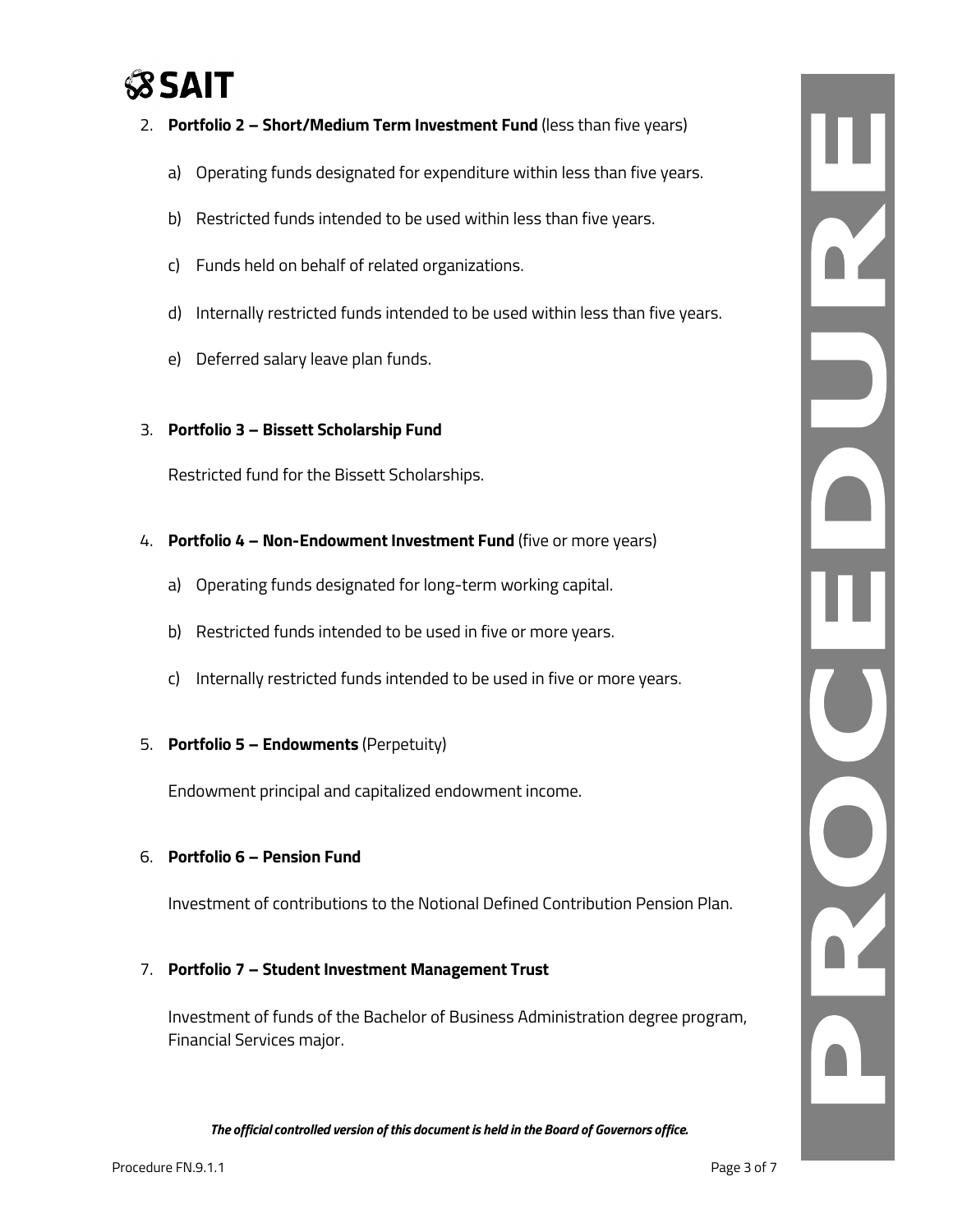2. **Portfolio 2 – Short/Medium Term Investment Fund** (less than five years)

   a) Operating funds designated for expenditure within less than five years.

   b) Restricted funds intended to be used within less than five years.

   c) Funds held on behalf of related organizations.

   d) Internally restricted funds intended to be used within less than five years.

   e) Deferred salary leave plan funds.

3. **Portfolio 3 – Bissett Scholarship Fund**

   Restricted fund for the Bissett Scholarships.

4. **Portfolio 4 – Non-Endowment Investment Fund** (five or more years)

   a) Operating funds designated for long-term working capital.

   b) Restricted funds intended to be used in five or more years.

   c) Internally restricted funds intended to be used in five or more years.

5. **Portfolio 5 – Endowments** (Perpetuity)

   Endowment principal and capitalized endowment income.

6. **Portfolio 6 – Pension Fund**

   Investment of contributions to the Notional Defined Contribution Pension Plan.

7. **Portfolio 7 – Student Investment Management Trust**

   Investment of funds of the Bachelor of Business Administration degree program, Financial Services major.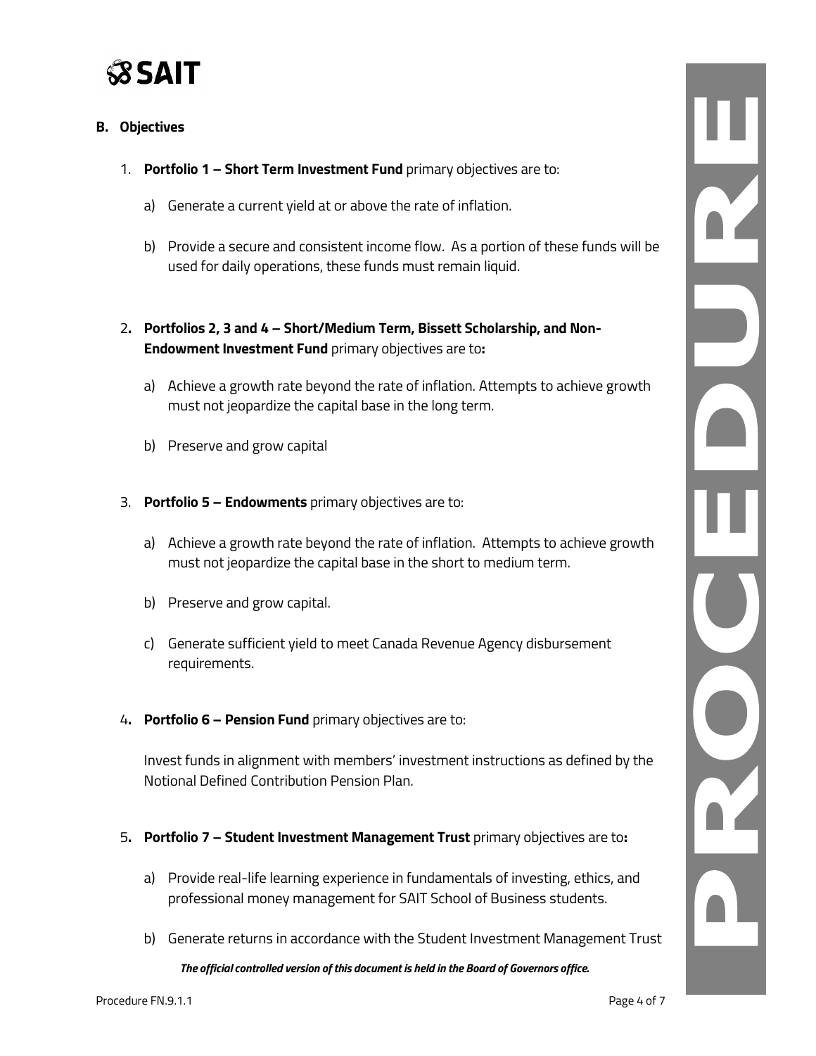## B. Objectives

1. **Portfolio 1 – Short Term Investment Fund** primary objectives are to:

    a) Generate a current yield at or above the rate of inflation.

    b) Provide a secure and consistent income flow. As a portion of these funds will be used for daily operations, these funds must remain liquid.

2. **Portfolios 2, 3 and 4 – Short/Medium Term, Bissett Scholarship, and Non-Endowment Investment Fund** primary objectives are to**:**

    a) Achieve a growth rate beyond the rate of inflation. Attempts to achieve growth must not jeopardize the capital base in the long term.

    b) Preserve and grow capital

3. **Portfolio 5 – Endowments** primary objectives are to:

    a) Achieve a growth rate beyond the rate of inflation. Attempts to achieve growth must not jeopardize the capital base in the short to medium term.

    b) Preserve and grow capital.

    c) Generate sufficient yield to meet Canada Revenue Agency disbursement requirements.

4. **Portfolio 6 – Pension Fund** primary objectives are to:

    Invest funds in alignment with members' investment instructions as defined by the Notional Defined Contribution Pension Plan.

5. **Portfolio 7 – Student Investment Management Trust** primary objectives are to**:**

    a) Provide real-life learning experience in fundamentals of investing, ethics, and professional money management for SAIT School of Business students.

    b) Generate returns in accordance with the Student Investment Management Trust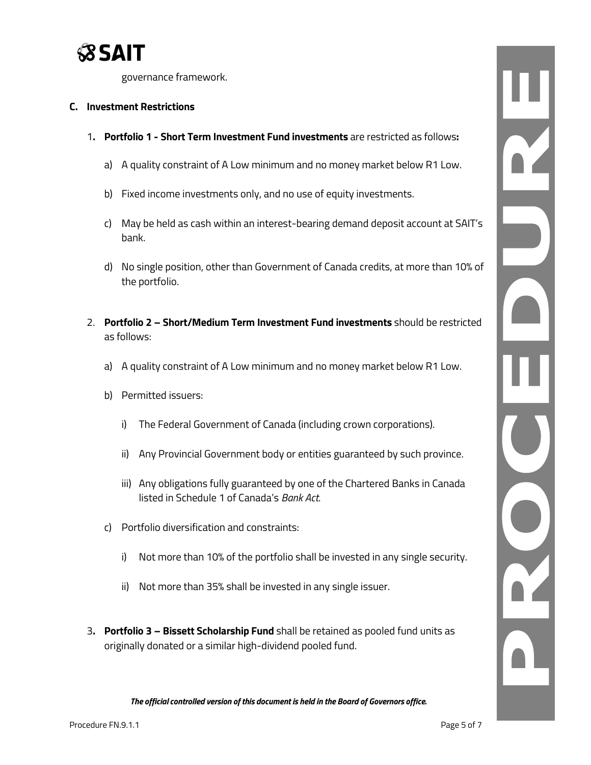governance framework.

**C. Investment Restrictions**

1. **Portfolio 1 - Short Term Investment Fund investments** are restricted as follows**:**

   a) A quality constraint of A Low minimum and no money market below R1 Low.

   b) Fixed income investments only, and no use of equity investments.

   c) May be held as cash within an interest-bearing demand deposit account at SAIT's bank.

   d) No single position, other than Government of Canada credits, at more than 10% of the portfolio.

2. **Portfolio 2 – Short/Medium Term Investment Fund investments** should be restricted as follows:

   a) A quality constraint of A Low minimum and no money market below R1 Low.

   b) Permitted issuers:

      i) The Federal Government of Canada (including crown corporations).

      ii) Any Provincial Government body or entities guaranteed by such province.

      iii) Any obligations fully guaranteed by one of the Chartered Banks in Canada listed in Schedule 1 of Canada's *Bank Act*.

   c) Portfolio diversification and constraints:

      i) Not more than 10% of the portfolio shall be invested in any single security.

      ii) Not more than 35% shall be invested in any single issuer.

3. **Portfolio 3 – Bissett Scholarship Fund** shall be retained as pooled fund units as originally donated or a similar high-dividend pooled fund.

***The official controlled version of this document is held in the Board of Governors office.***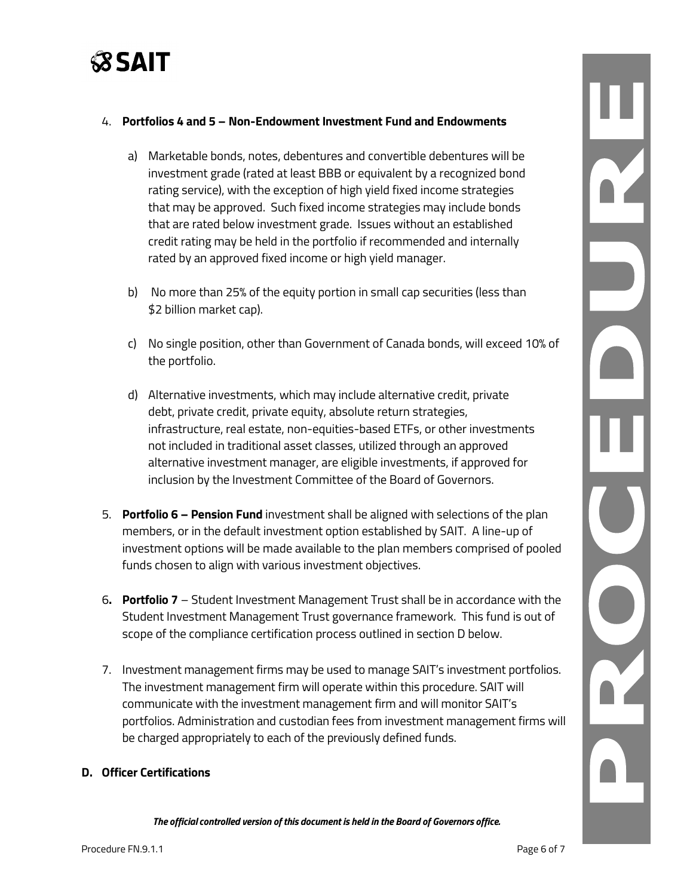4. **Portfolios 4 and 5 – Non-Endowment Investment Fund and Endowments**

   a) Marketable bonds, notes, debentures and convertible debentures will be investment grade (rated at least BBB or equivalent by a recognized bond rating service), with the exception of high yield fixed income strategies that may be approved. Such fixed income strategies may include bonds that are rated below investment grade. Issues without an established credit rating may be held in the portfolio if recommended and internally rated by an approved fixed income or high yield manager.

   b) No more than 25% of the equity portion in small cap securities (less than $2 billion market cap).

   c) No single position, other than Government of Canada bonds, will exceed 10% of the portfolio.

   d) Alternative investments, which may include alternative credit, private debt, private credit, private equity, absolute return strategies, infrastructure, real estate, non-equities-based ETFs, or other investments not included in traditional asset classes, utilized through an approved alternative investment manager, are eligible investments, if approved for inclusion by the Investment Committee of the Board of Governors.

5. **Portfolio 6 – Pension Fund** investment shall be aligned with selections of the plan members, or in the default investment option established by SAIT. A line-up of investment options will be made available to the plan members comprised of pooled funds chosen to align with various investment objectives.

6. **Portfolio 7** – Student Investment Management Trust shall be in accordance with the Student Investment Management Trust governance framework. This fund is out of scope of the compliance certification process outlined in section D below.

7. Investment management firms may be used to manage SAIT's investment portfolios. The investment management firm will operate within this procedure. SAIT will communicate with the investment management firm and will monitor SAIT's portfolios. Administration and custodian fees from investment management firms will be charged appropriately to each of the previously defined funds.

## D. Officer Certifications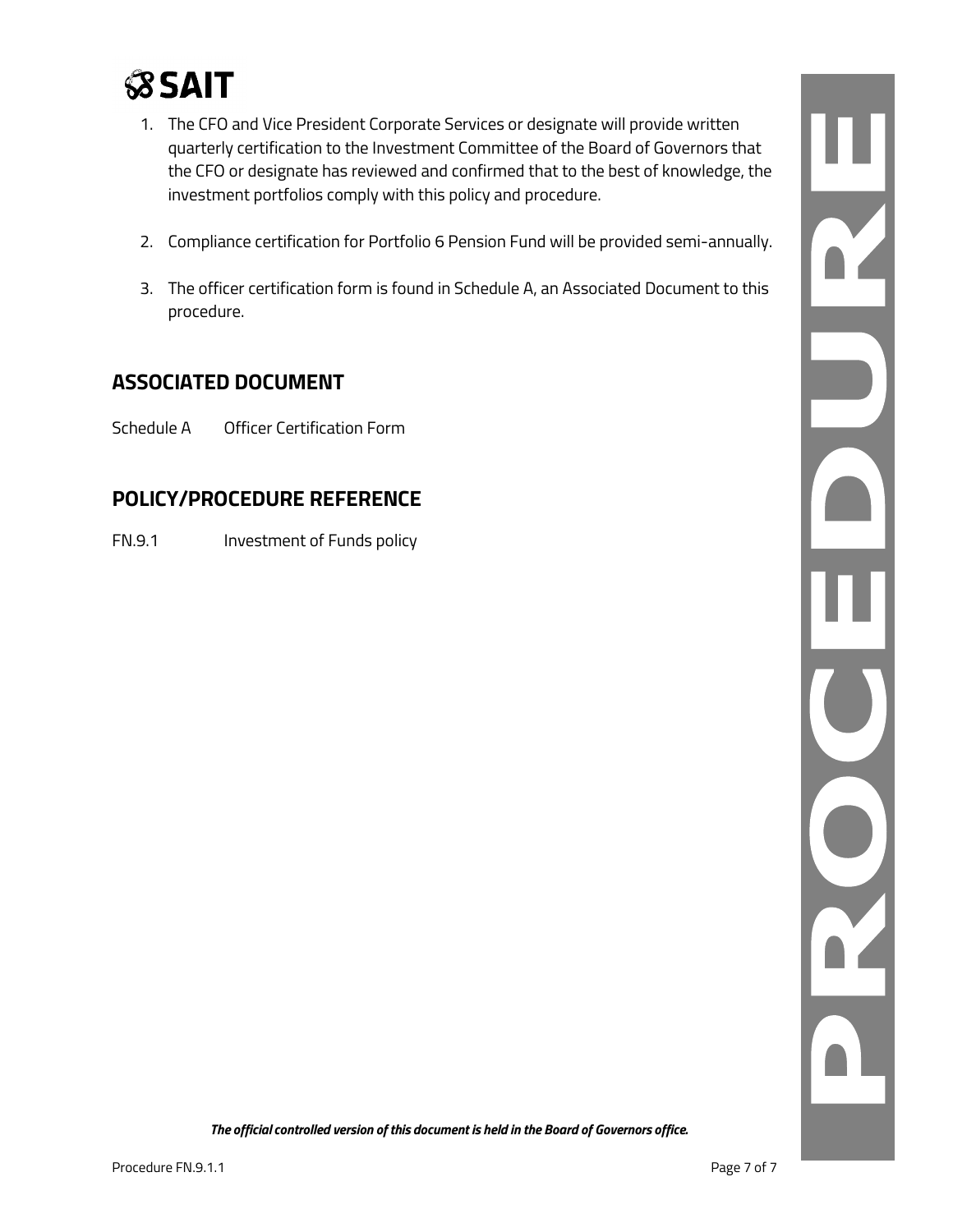1. The CFO and Vice President Corporate Services or designate will provide written quarterly certification to the Investment Committee of the Board of Governors that the CFO or designate has reviewed and confirmed that to the best of knowledge, the investment portfolios comply with this policy and procedure.

2. Compliance certification for Portfolio 6 Pension Fund will be provided semi-annually.

3. The officer certification form is found in Schedule A, an Associated Document to this procedure.

## ASSOCIATED DOCUMENT

Schedule A    Officer Certification Form

## POLICY/PROCEDURE REFERENCE

FN.9.1    Investment of Funds policy

***The official controlled version of this document is held in the Board of Governors office.***